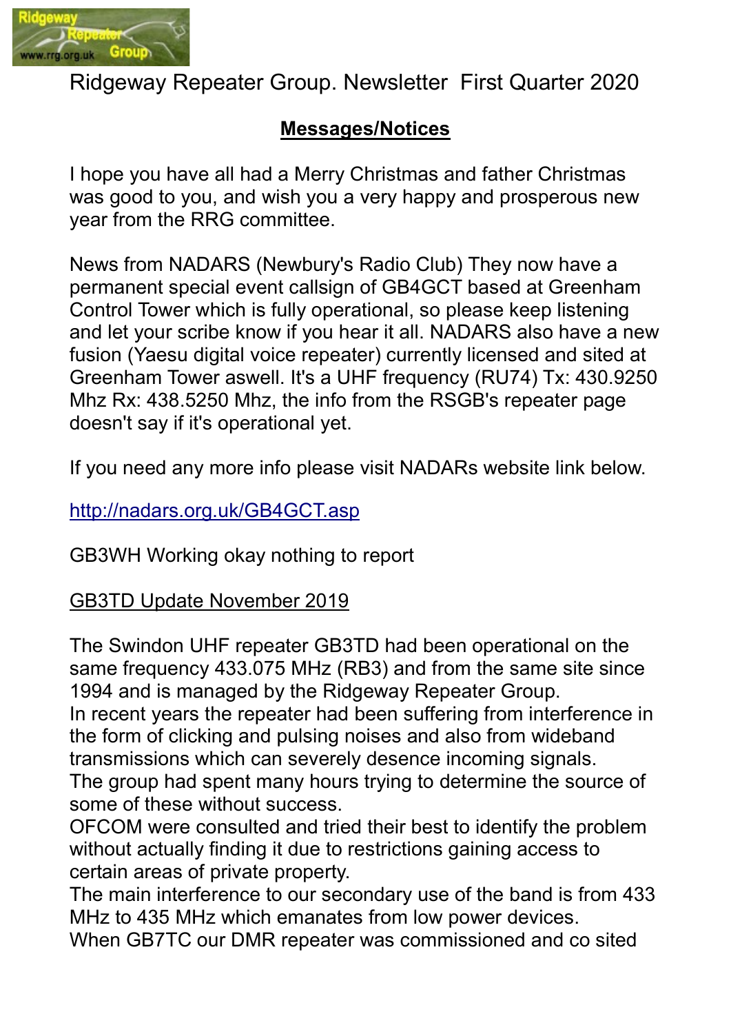# Ridgeway Repeater Group. Newsletter First Quarter 2020

## Messages/Notices

I hope you have all had a Merry Christmas and father Christmas was good to you, and wish you a very happy and prosperous new year from the RRG committee.

News from NADARS (Newbury's Radio Club) They now have a permanent special event callsign of GB4GCT based at Greenham Control Tower which is fully operational, so please keep listening and let your scribe know if you hear it all. NADARS also have a new fusion (Yaesu digital voice repeater) currently licensed and sited at Greenham Tower aswell. It's a UHF frequency (RU74) Tx: 430.9250 Mhz Rx: 438.5250 Mhz, the info from the RSGB's repeater page doesn't say if it's operational yet.

If you need any more info please visit NADARs website link below.

http://nadars.org.uk/GB4GCT.asp

GB3WH Working okay nothing to report

GB3TD Update November 2019

The Swindon UHF repeater GB3TD had been operational on the same frequency 433.075 MHz (RB3) and from the same site since 1994 and is managed by the Ridgeway Repeater Group.
In recent years the repeater had been suffering from interference in the form of clicking and pulsing noises and also from wideband transmissions which can severely desence incoming signals.
The group had spent many hours trying to determine the source of some of these without success.
OFCOM were consulted and tried their best to identify the problem without actually finding it due to restrictions gaining access to certain areas of private property.
The main interference to our secondary use of the band is from 433 MHz to 435 MHz which emanates from low power devices.
When GB7TC our DMR repeater was commissioned and co sited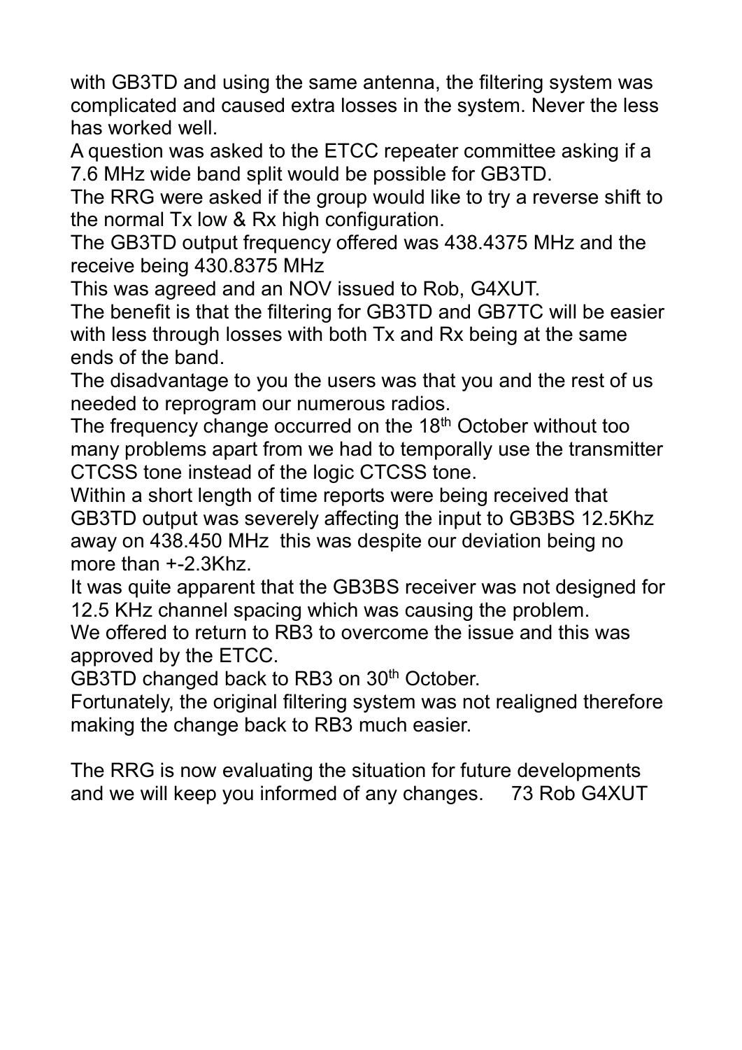with GB3TD and using the same antenna, the filtering system was complicated and caused extra losses in the system. Never the less has worked well.

A question was asked to the ETCC repeater committee asking if a 7.6 MHz wide band split would be possible for GB3TD.

The RRG were asked if the group would like to try a reverse shift to the normal Tx low & Rx high configuration.

The GB3TD output frequency offered was 438.4375 MHz and the receive being 430.8375 MHz

This was agreed and an NOV issued to Rob, G4XUT.

The benefit is that the filtering for GB3TD and GB7TC will be easier with less through losses with both Tx and Rx being at the same ends of the band.

The disadvantage to you the users was that you and the rest of us needed to reprogram our numerous radios.

The frequency change occurred on the 18th October without too many problems apart from we had to temporally use the transmitter CTCSS tone instead of the logic CTCSS tone.

Within a short length of time reports were being received that GB3TD output was severely affecting the input to GB3BS 12.5Khz away on 438.450 MHz this was despite our deviation being no more than +-2.3Khz.

It was quite apparent that the GB3BS receiver was not designed for 12.5 KHz channel spacing which was causing the problem.

We offered to return to RB3 to overcome the issue and this was approved by the ETCC.

GB3TD changed back to RB3 on 30th October.

Fortunately, the original filtering system was not realigned therefore making the change back to RB3 much easier.

The RRG is now evaluating the situation for future developments and we will keep you informed of any changes.     73 Rob G4XUT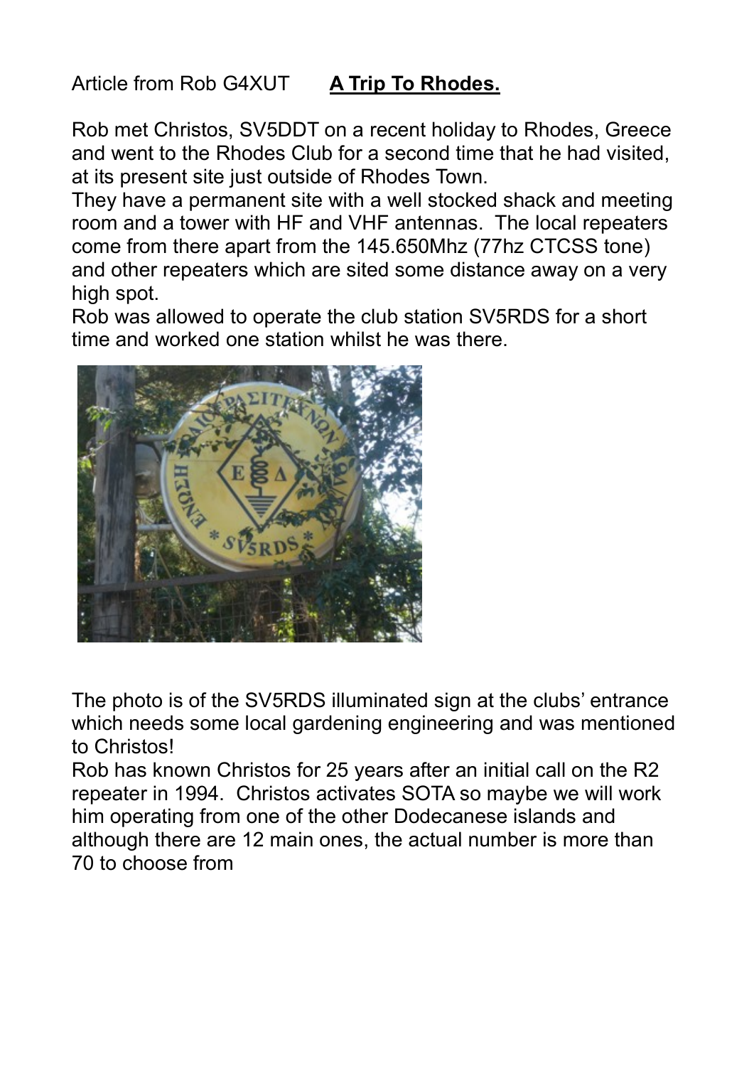Article from Rob G4XUT **A Trip To Rhodes.**

Rob met Christos, SV5DDT on a recent holiday to Rhodes, Greece and went to the Rhodes Club for a second time that he had visited, at its present site just outside of Rhodes Town.

They have a permanent site with a well stocked shack and meeting room and a tower with HF and VHF antennas. The local repeaters come from there apart from the 145.650Mhz (77hz CTCSS tone) and other repeaters which are sited some distance away on a very high spot.

Rob was allowed to operate the club station SV5RDS for a short time and worked one station whilst he was there.

The photo is of the SV5RDS illuminated sign at the clubs' entrance which needs some local gardening engineering and was mentioned to Christos!

Rob has known Christos for 25 years after an initial call on the R2 repeater in 1994. Christos activates SOTA so maybe we will work him operating from one of the other Dodecanese islands and although there are 12 main ones, the actual number is more than 70 to choose from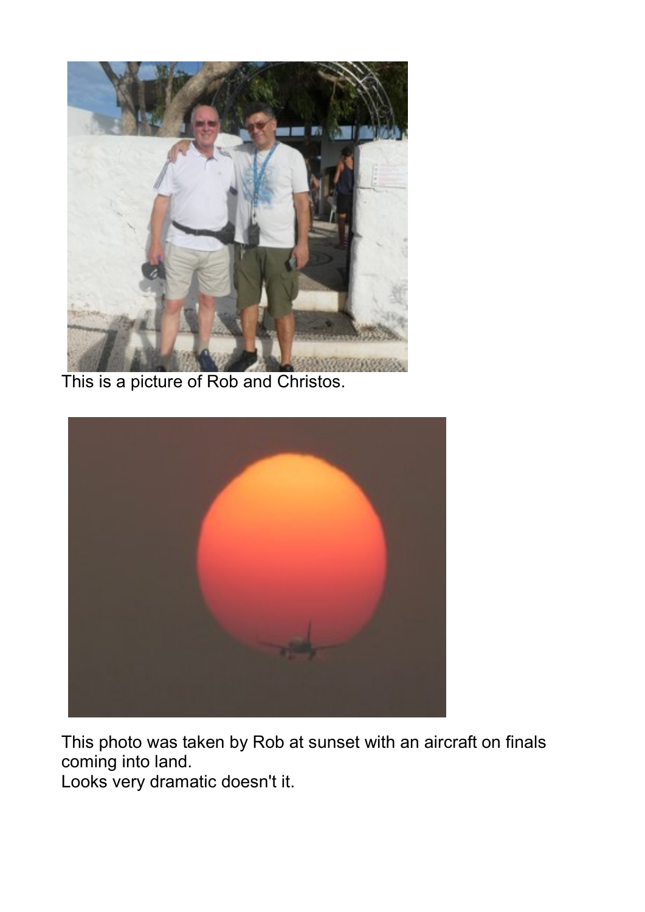This is a picture of Rob and Christos.

This photo was taken by Rob at sunset with an aircraft on finals coming into land.
Looks very dramatic doesn't it.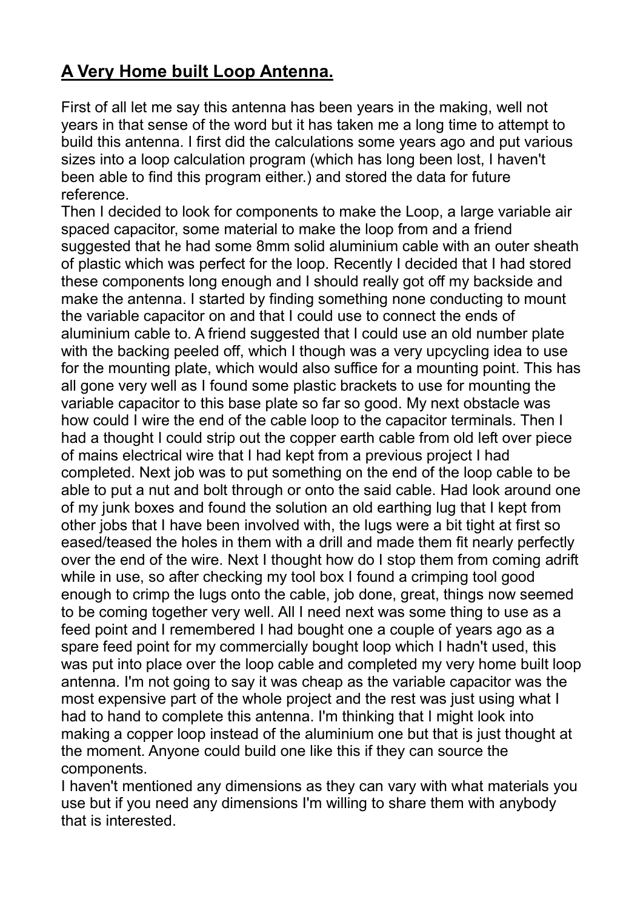# A Very Home built Loop Antenna.

First of all let me say this antenna has been years in the making, well not years in that sense of the word but it has taken me a long time to attempt to build this antenna. I first did the calculations some years ago and put various sizes into a loop calculation program (which has long been lost, I haven't been able to find this program either.) and stored the data for future reference.

Then I decided to look for components to make the Loop, a large variable air spaced capacitor, some material to make the loop from and a friend suggested that he had some 8mm solid aluminium cable with an outer sheath of plastic which was perfect for the loop. Recently I decided that I had stored these components long enough and I should really got off my backside and make the antenna. I started by finding something none conducting to mount the variable capacitor on and that I could use to connect the ends of aluminium cable to. A friend suggested that I could use an old number plate with the backing peeled off, which I though was a very upcycling idea to use for the mounting plate, which would also suffice for a mounting point. This has all gone very well as I found some plastic brackets to use for mounting the variable capacitor to this base plate so far so good. My next obstacle was how could I wire the end of the cable loop to the capacitor terminals. Then I had a thought I could strip out the copper earth cable from old left over piece of mains electrical wire that I had kept from a previous project I had completed. Next job was to put something on the end of the loop cable to be able to put a nut and bolt through or onto the said cable. Had look around one of my junk boxes and found the solution an old earthing lug that I kept from other jobs that I have been involved with, the lugs were a bit tight at first so eased/teased the holes in them with a drill and made them fit nearly perfectly over the end of the wire. Next I thought how do I stop them from coming adrift while in use, so after checking my tool box I found a crimping tool good enough to crimp the lugs onto the cable, job done, great, things now seemed to be coming together very well. All I need next was some thing to use as a feed point and I remembered I had bought one a couple of years ago as a spare feed point for my commercially bought loop which I hadn't used, this was put into place over the loop cable and completed my very home built loop antenna. I'm not going to say it was cheap as the variable capacitor was the most expensive part of the whole project and the rest was just using what I had to hand to complete this antenna. I'm thinking that I might look into making a copper loop instead of the aluminium one but that is just thought at the moment. Anyone could build one like this if they can source the components.

I haven't mentioned any dimensions as they can vary with what materials you use but if you need any dimensions I'm willing to share them with anybody that is interested.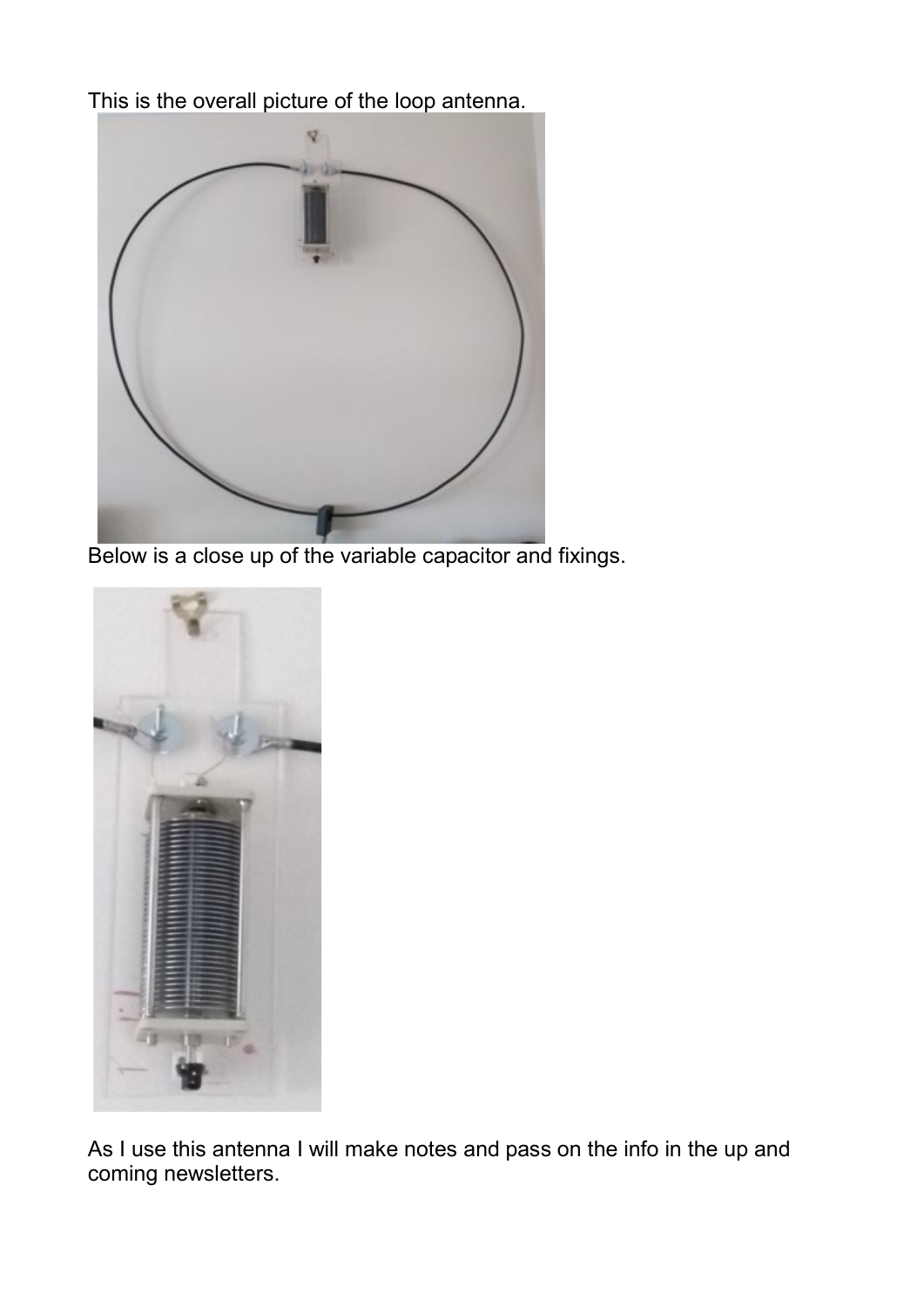This is the overall picture of the loop antenna.

Below is a close up of the variable capacitor and fixings.

As I use this antenna I will make notes and pass on the info in the up and coming newsletters.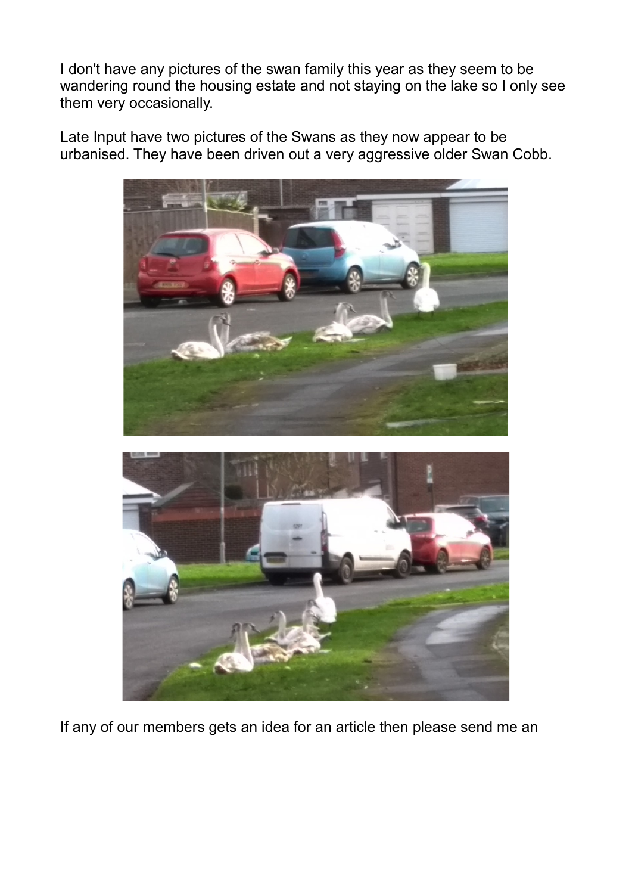I don't have any pictures of the swan family this year as they seem to be wandering round the housing estate and not staying on the lake so I only see them very occasionally.

Late Input have two pictures of the Swans as they now appear to be urbanised. They have been driven out a very aggressive older Swan Cobb.

If any of our members gets an idea for an article then please send me an